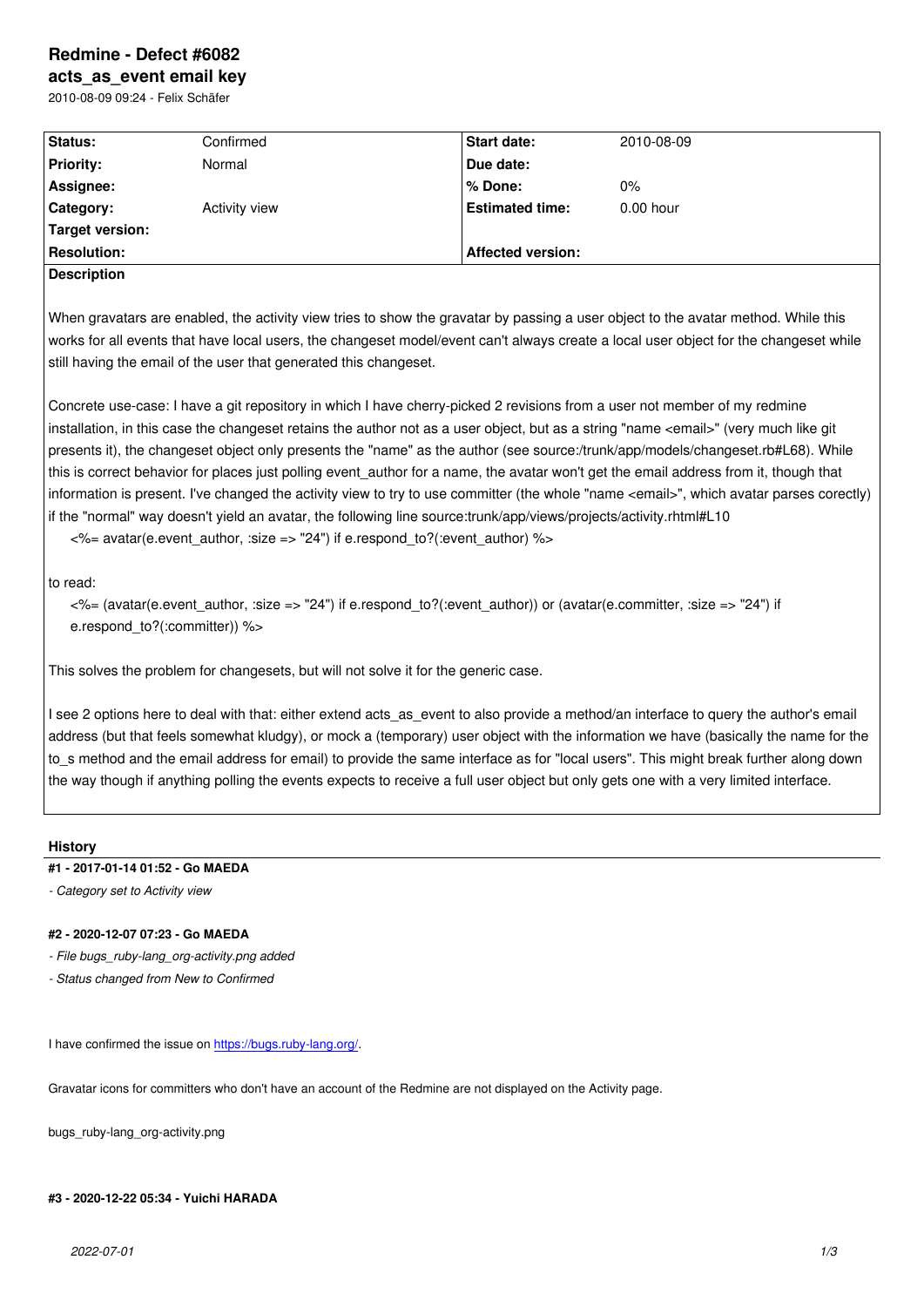# Redmine - Defect #6082

## acts_as_event email key

2010-08-09 09:24 - Felix Schäfer

| Status: | Confirmed | Start date: | 2010-08-09 |
| --- | --- | --- | --- |
| Priority: | Normal | Due date: | |
| Assignee: | | % Done: | 0% |
| Category: | Activity view | Estimated time: | 0.00 hour |
| Target version: | | | |
| Resolution: | | Affected version: | |

**Description**

When gravatars are enabled, the activity view tries to show the gravatar by passing a user object to the avatar method. While this works for all events that have local users, the changeset model/event can't always create a local user object for the changeset while still having the email of the user that generated this changeset.

Concrete use-case: I have a git repository in which I have cherry-picked 2 revisions from a user not member of my redmine installation, in this case the changeset retains the author not as a user object, but as a string "name <email>" (very much like git presents it), the changeset object only presents the "name" as the author (see source:/trunk/app/models/changeset.rb#L68). While this is correct behavior for places just polling event_author for a name, the avatar won't get the email address from it, though that information is present. I've changed the activity view to try to use committer (the whole "name <email>", which avatar parses corectly) if the "normal" way doesn't yield an avatar, the following line source:trunk/app/views/projects/activity.rhtml#L10

```
<%= avatar(e.event_author, :size => "24") if e.respond_to?(:event_author) %>
```

to read:

```
<%= (avatar(e.event_author, :size => "24") if e.respond_to?(:event_author)) or (avatar(e.committer, :size => "24") if e.respond_to?(:committer)) %>
```

This solves the problem for changesets, but will not solve it for the generic case.

I see 2 options here to deal with that: either extend acts_as_event to also provide a method/an interface to query the author's email address (but that feels somewhat kludgy), or mock a (temporary) user object with the information we have (basically the name for the to_s method and the email address for email) to provide the same interface as for "local users". This might break further along down the way though if anything polling the events expects to receive a full user object but only gets one with a very limited interface.

## History

#### #1 - 2017-01-14 01:52 - Go MAEDA

*- Category set to Activity view*

#### #2 - 2020-12-07 07:23 - Go MAEDA

*- File bugs_ruby-lang_org-activity.png added*

*- Status changed from New to Confirmed*

I have confirmed the issue on https://bugs.ruby-lang.org/.

Gravatar icons for committers who don't have an account of the Redmine are not displayed on the Activity page.

bugs_ruby-lang_org-activity.png

#### #3 - 2020-12-22 05:34 - Yuichi HARADA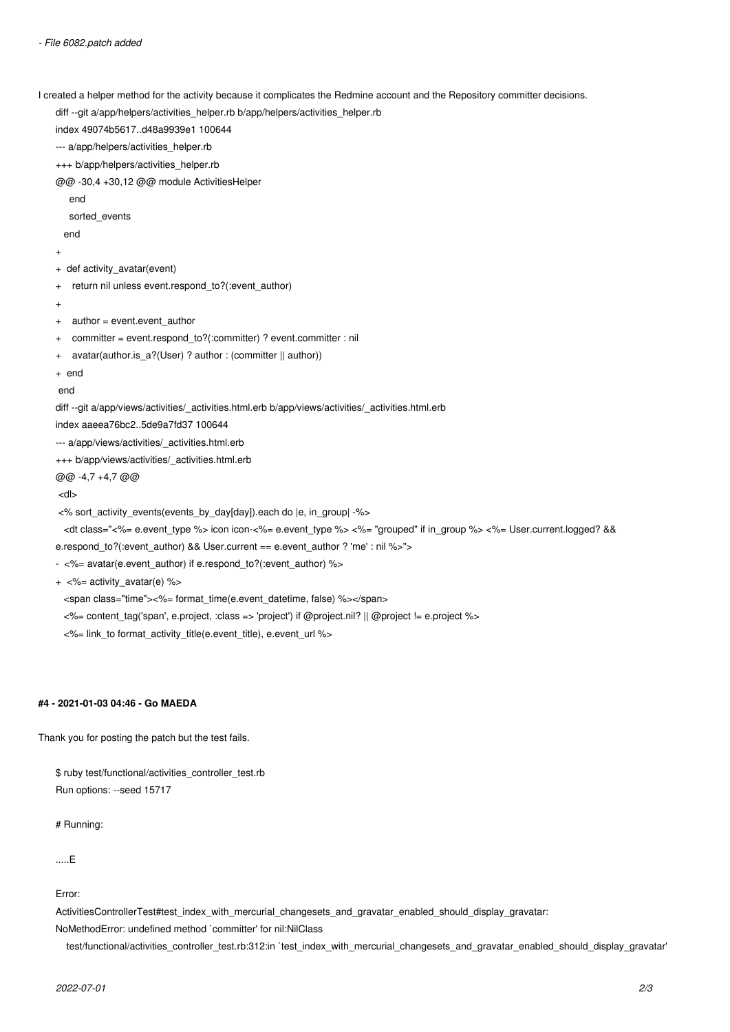- *File 6082.patch added*

I created a helper method for the activity because it complicates the Redmine account and the Repository committer decisions.

```
diff --git a/app/helpers/activities_helper.rb b/app/helpers/activities_helper.rb
index 49074b5617..d48a9939e1 100644
--- a/app/helpers/activities_helper.rb
+++ b/app/helpers/activities_helper.rb
@@ -30,4 +30,12 @@ module ActivitiesHelper
     end
     sorted_events
   end
+
+  def activity_avatar(event)
+    return nil unless event.respond_to?(:event_author)
+
+    author = event.event_author
+    committer = event.respond_to?(:committer) ? event.committer : nil
+    avatar(author.is_a?(User) ? author : (committer || author))
+  end
 end
diff --git a/app/views/activities/_activities.html.erb b/app/views/activities/_activities.html.erb
index aaeea76bc2..5de9a7fd37 100644
--- a/app/views/activities/_activities.html.erb
+++ b/app/views/activities/_activities.html.erb
@@ -4,7 +4,7 @@
 <dl>
 <% sort_activity_events(events_by_day[day]).each do |e, in_group| -%>
   <dt class="<%= e.event_type %> icon icon-<%= e.event_type %> <%= "grouped" if in_group %> <%= User.current.logged? &&
e.respond_to?(:event_author) && User.current == e.event_author ? 'me' : nil %>">
-  <%= avatar(e.event_author) if e.respond_to?(:event_author) %>
+  <%= activity_avatar(e) %>
   <span class="time"><%= format_time(e.event_datetime, false) %></span>
   <%= content_tag('span', e.project, :class => 'project') if @project.nil? || @project != e.project %>
   <%= link_to format_activity_title(e.event_title), e.event_url %>
```

#### #4 - 2021-01-03 04:46 - Go MAEDA

Thank you for posting the patch but the test fails.

```
$ ruby test/functional/activities_controller_test.rb
Run options: --seed 15717

# Running:

.....E

Error:
ActivitiesControllerTest#test_index_with_mercurial_changesets_and_gravatar_enabled_should_display_gravatar:
NoMethodError: undefined method `committer' for nil:NilClass
    test/functional/activities_controller_test.rb:312:in `test_index_with_mercurial_changesets_and_gravatar_enabled_should_display_gravatar'
```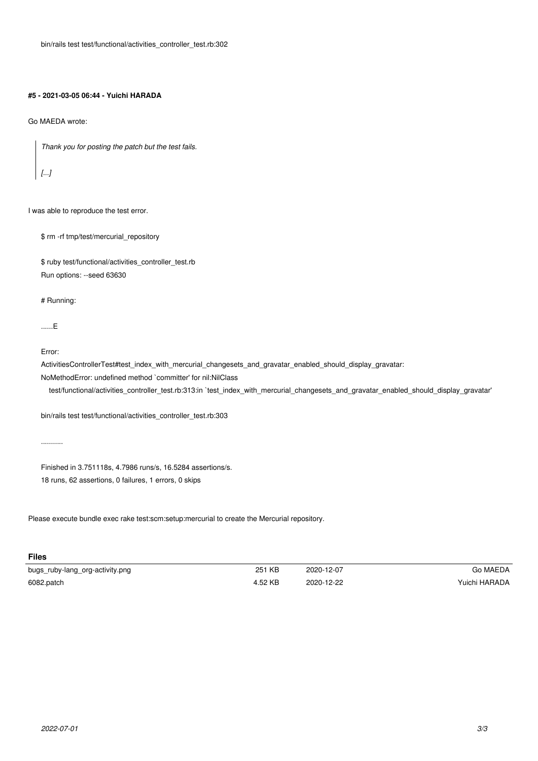```
bin/rails test test/functional/activities_controller_test.rb:302
```

#### #5 - 2021-03-05 06:44 - Yuichi HARADA

Go MAEDA wrote:

> *Thank you for posting the patch but the test fails.*
>
> *[...]*

I was able to reproduce the test error.

```
$ rm -rf tmp/test/mercurial_repository

$ ruby test/functional/activities_controller_test.rb
Run options: --seed 63630

# Running:

......E

Error:
ActivitiesControllerTest#test_index_with_mercurial_changesets_and_gravatar_enabled_should_display_gravatar:
NoMethodError: undefined method `committer' for nil:NilClass
    test/functional/activities_controller_test.rb:313:in `test_index_with_mercurial_changesets_and_gravatar_enabled_should_display_gravatar'

bin/rails test test/functional/activities_controller_test.rb:303

...........

Finished in 3.751118s, 4.7986 runs/s, 16.5284 assertions/s.
18 runs, 62 assertions, 0 failures, 1 errors, 0 skips
```

Please execute bundle exec rake test:scm:setup:mercurial to create the Mercurial repository.

### Files

| | | | |
|---|---|---|---|
| bugs_ruby-lang_org-activity.png | 251 KB | 2020-12-07 | Go MAEDA |
| 6082.patch | 4.52 KB | 2020-12-22 | Yuichi HARADA |